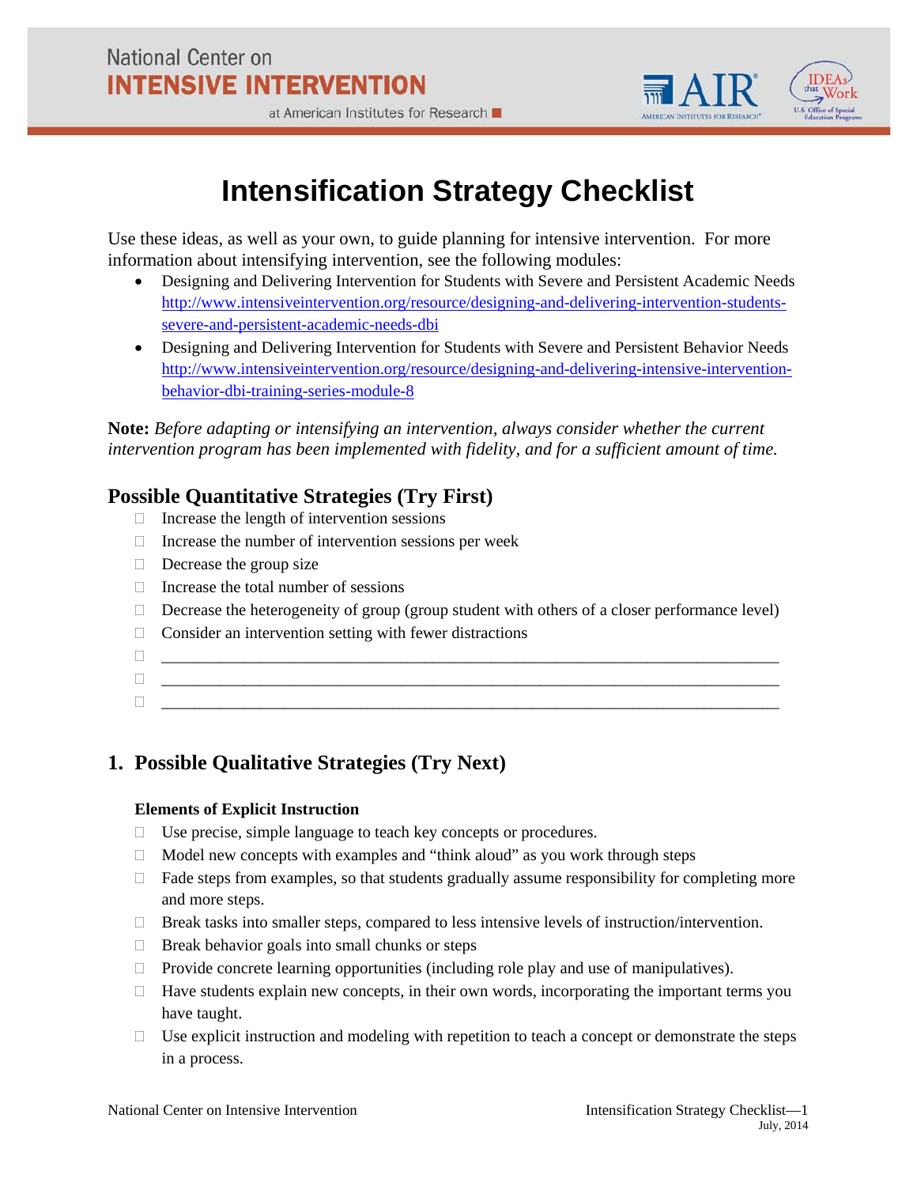National Center on
**INTENSIVE INTERVENTION**
at American Institutes for Research

# Intensification Strategy Checklist

Use these ideas, as well as your own, to guide planning for intensive intervention. For more information about intensifying intervention, see the following modules:

- Designing and Delivering Intervention for Students with Severe and Persistent Academic Needs http://www.intensiveintervention.org/resource/designing-and-delivering-intervention-students-severe-and-persistent-academic-needs-dbi
- Designing and Delivering Intervention for Students with Severe and Persistent Behavior Needs http://www.intensiveintervention.org/resource/designing-and-delivering-intensive-intervention-behavior-dbi-training-series-module-8

**Note:** *Before adapting or intensifying an intervention, always consider whether the current intervention program has been implemented with fidelity, and for a sufficient amount of time.*

## Possible Quantitative Strategies (Try First)

- ☐ Increase the length of intervention sessions
- ☐ Increase the number of intervention sessions per week
- ☐ Decrease the group size
- ☐ Increase the total number of sessions
- ☐ Decrease the heterogeneity of group (group student with others of a closer performance level)
- ☐ Consider an intervention setting with fewer distractions
- ☐ ______________________________________________________________________
- ☐ ______________________________________________________________________
- ☐ ______________________________________________________________________

## 1. Possible Qualitative Strategies (Try Next)

### Elements of Explicit Instruction

- ☐ Use precise, simple language to teach key concepts or procedures.
- ☐ Model new concepts with examples and "think aloud" as you work through steps
- ☐ Fade steps from examples, so that students gradually assume responsibility for completing more and more steps.
- ☐ Break tasks into smaller steps, compared to less intensive levels of instruction/intervention.
- ☐ Break behavior goals into small chunks or steps
- ☐ Provide concrete learning opportunities (including role play and use of manipulatives).
- ☐ Have students explain new concepts, in their own words, incorporating the important terms you have taught.
- ☐ Use explicit instruction and modeling with repetition to teach a concept or demonstrate the steps in a process.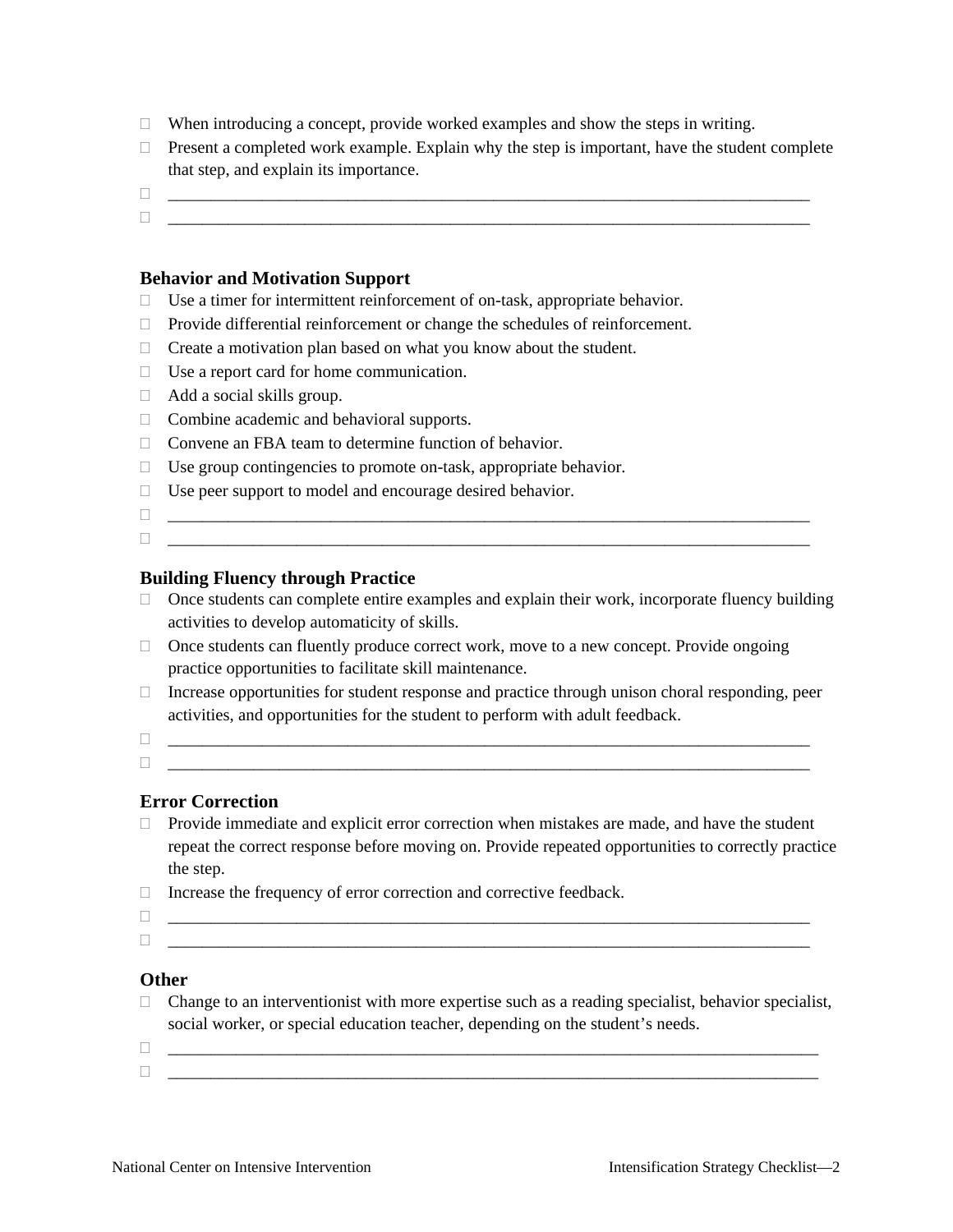- ☐ When introducing a concept, provide worked examples and show the steps in writing.
- ☐ Present a completed work example. Explain why the step is important, have the student complete that step, and explain its importance.
- ☐ ________________________________________________________________________________
- ☐ ________________________________________________________________________________

**Behavior and Motivation Support**

- ☐ Use a timer for intermittent reinforcement of on-task, appropriate behavior.
- ☐ Provide differential reinforcement or change the schedules of reinforcement.
- ☐ Create a motivation plan based on what you know about the student.
- ☐ Use a report card for home communication.
- ☐ Add a social skills group.
- ☐ Combine academic and behavioral supports.
- ☐ Convene an FBA team to determine function of behavior.
- ☐ Use group contingencies to promote on-task, appropriate behavior.
- ☐ Use peer support to model and encourage desired behavior.
- ☐ ________________________________________________________________________________
- ☐ ________________________________________________________________________________

**Building Fluency through Practice**

- ☐ Once students can complete entire examples and explain their work, incorporate fluency building activities to develop automaticity of skills.
- ☐ Once students can fluently produce correct work, move to a new concept. Provide ongoing practice opportunities to facilitate skill maintenance.
- ☐ Increase opportunities for student response and practice through unison choral responding, peer activities, and opportunities for the student to perform with adult feedback.
- ☐ ________________________________________________________________________________
- ☐ ________________________________________________________________________________

**Error Correction**

- ☐ Provide immediate and explicit error correction when mistakes are made, and have the student repeat the correct response before moving on. Provide repeated opportunities to correctly practice the step.
- ☐ Increase the frequency of error correction and corrective feedback.
- ☐ ________________________________________________________________________________
- ☐ ________________________________________________________________________________

**Other**

- ☐ Change to an interventionist with more expertise such as a reading specialist, behavior specialist, social worker, or special education teacher, depending on the student's needs.
- ☐ ________________________________________________________________________________
- ☐ ________________________________________________________________________________